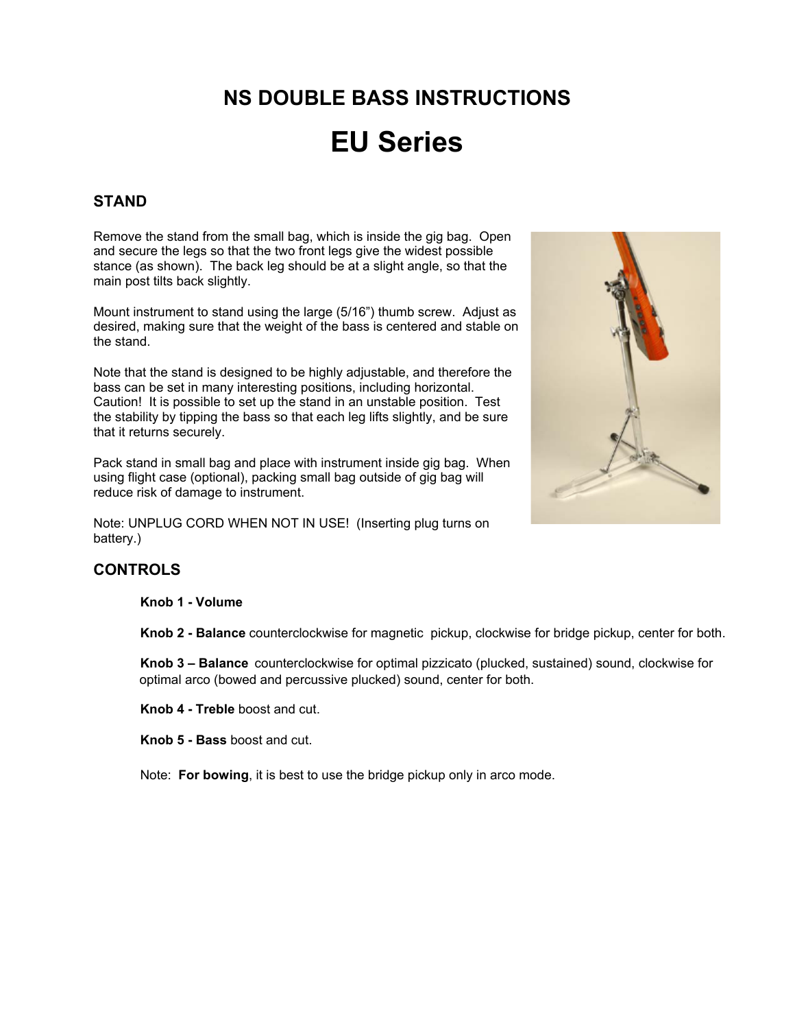# NS DOUBLE BASS INSTRUCTIONS

# EU Series

## STAND

Remove the stand from the small bag, which is inside the gig bag. Open and secure the legs so that the two front legs give the widest possible stance (as shown). The back leg should be at a slight angle, so that the main post tilts back slightly.

Mount instrument to stand using the large (5/16") thumb screw. Adjust as desired, making sure that the weight of the bass is centered and stable on the stand.

Note that the stand is designed to be highly adjustable, and therefore the bass can be set in many interesting positions, including horizontal. Caution! It is possible to set up the stand in an unstable position. Test the stability by tipping the bass so that each leg lifts slightly, and be sure that it returns securely.

Pack stand in small bag and place with instrument inside gig bag. When using flight case (optional), packing small bag outside of gig bag will reduce risk of damage to instrument.

Note: UNPLUG CORD WHEN NOT IN USE! (Inserting plug turns on battery.)

## CONTROLS

**Knob 1 - Volume**

**Knob 2 - Balance** counterclockwise for magnetic pickup, clockwise for bridge pickup, center for both.

**Knob 3 – Balance** counterclockwise for optimal pizzicato (plucked, sustained) sound, clockwise for optimal arco (bowed and percussive plucked) sound, center for both.

**Knob 4 - Treble** boost and cut.

**Knob 5 - Bass** boost and cut.

Note: **For bowing**, it is best to use the bridge pickup only in arco mode.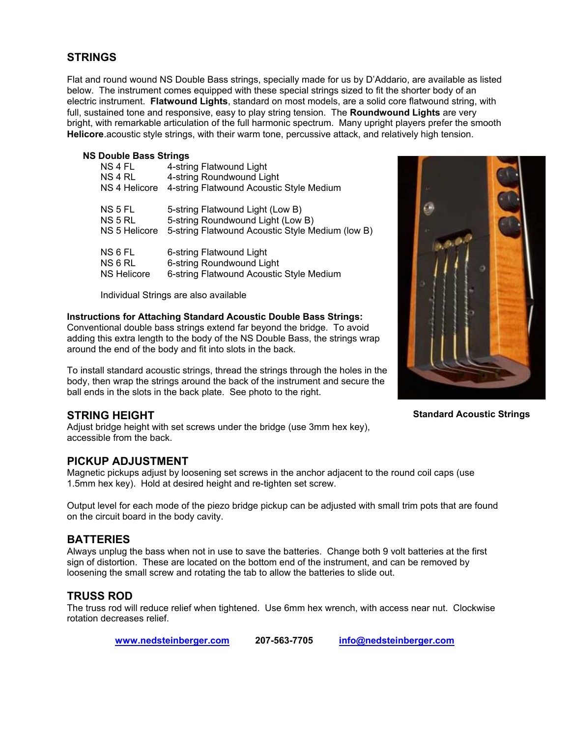## STRINGS

Flat and round wound NS Double Bass strings, specially made for us by D'Addario, are available as listed below. The instrument comes equipped with these special strings sized to fit the shorter body of an electric instrument. **Flatwound Lights**, standard on most models, are a solid core flatwound string, with full, sustained tone and responsive, easy to play string tension. The **Roundwound Lights** are very bright, with remarkable articulation of the full harmonic spectrum. Many upright players prefer the smooth **Helicore**.acoustic style strings, with their warm tone, percussive attack, and relatively high tension.

**NS Double Bass Strings**

| | |
|---|---|
| NS 4 FL | 4-string Flatwound Light |
| NS 4 RL | 4-string Roundwound Light |
| NS 4 Helicore | 4-string Flatwound Acoustic Style Medium |
| NS 5 FL | 5-string Flatwound Light (Low B) |
| NS 5 RL | 5-string Roundwound Light (Low B) |
| NS 5 Helicore | 5-string Flatwound Acoustic Style Medium (low B) |
| NS 6 FL | 6-string Flatwound Light |
| NS 6 RL | 6-string Roundwound Light |
| NS Helicore | 6-string Flatwound Acoustic Style Medium |

Individual Strings are also available

**Instructions for Attaching Standard Acoustic Double Bass Strings:**
Conventional double bass strings extend far beyond the bridge. To avoid adding this extra length to the body of the NS Double Bass, the strings wrap around the end of the body and fit into slots in the back.

To install standard acoustic strings, thread the strings through the holes in the body, then wrap the strings around the back of the instrument and secure the ball ends in the slots in the back plate. See photo to the right.

**Standard Acoustic Strings**

## STRING HEIGHT

Adjust bridge height with set screws under the bridge (use 3mm hex key), accessible from the back.

## PICKUP ADJUSTMENT

Magnetic pickups adjust by loosening set screws in the anchor adjacent to the round coil caps (use 1.5mm hex key). Hold at desired height and re-tighten set screw.

Output level for each mode of the piezo bridge pickup can be adjusted with small trim pots that are found on the circuit board in the body cavity.

## BATTERIES

Always unplug the bass when not in use to save the batteries. Change both 9 volt batteries at the first sign of distortion. These are located on the bottom end of the instrument, and can be removed by loosening the small screw and rotating the tab to allow the batteries to slide out.

## TRUSS ROD

The truss rod will reduce relief when tightened. Use 6mm hex wrench, with access near nut. Clockwise rotation decreases relief.

www.nedsteinberger.com 207-563-7705 info@nedsteinberger.com